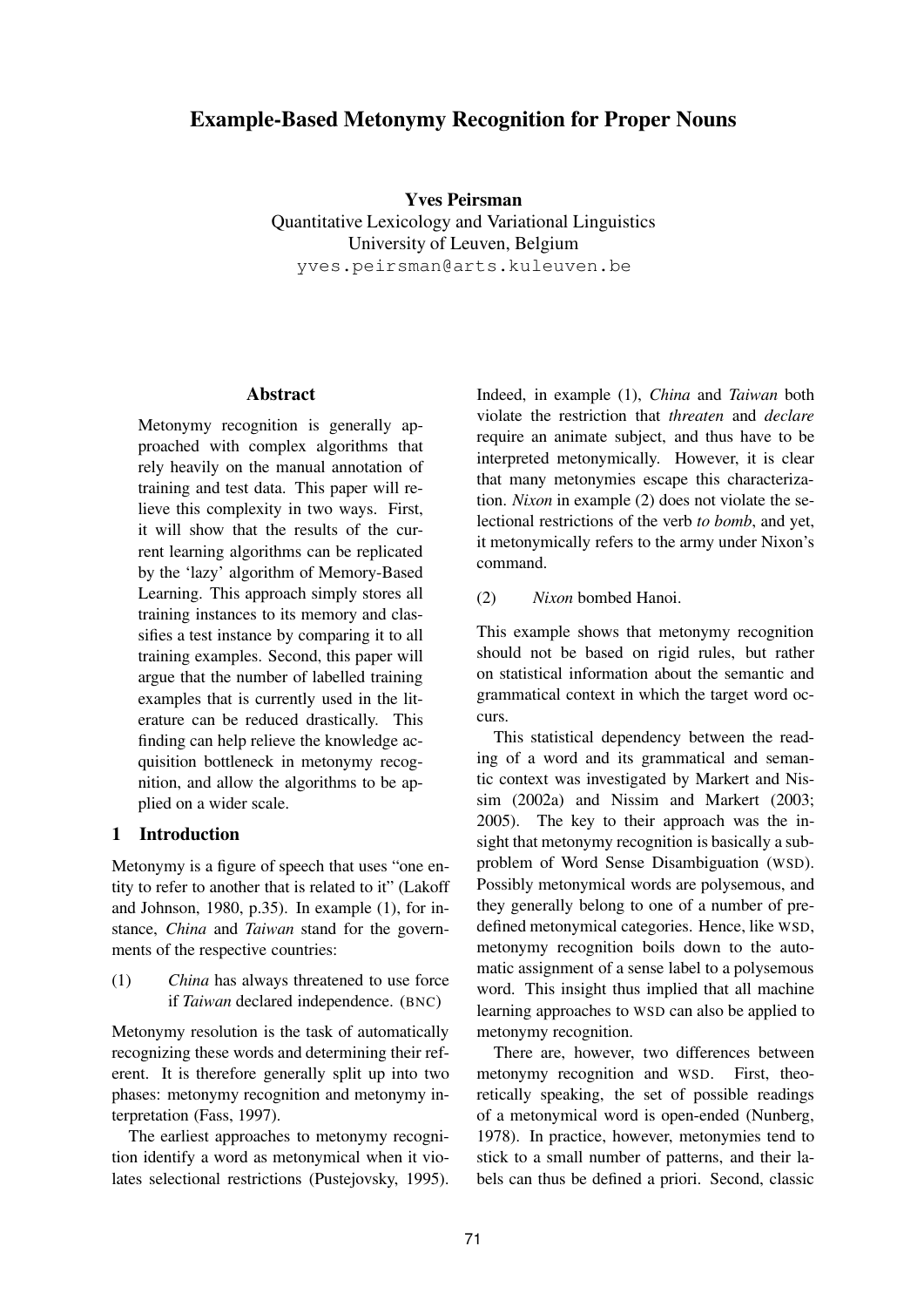# Example-Based Metonymy Recognition for Proper Nouns

**Yves Peirsman**
Quantitative Lexicology and Variational Linguistics
University of Leuven, Belgium
yves.peirsman@arts.kuleuven.be

## Abstract

Metonymy recognition is generally approached with complex algorithms that rely heavily on the manual annotation of training and test data. This paper will relieve this complexity in two ways. First, it will show that the results of the current learning algorithms can be replicated by the 'lazy' algorithm of Memory-Based Learning. This approach simply stores all training instances to its memory and classifies a test instance by comparing it to all training examples. Second, this paper will argue that the number of labelled training examples that is currently used in the literature can be reduced drastically. This finding can help relieve the knowledge acquisition bottleneck in metonymy recognition, and allow the algorithms to be applied on a wider scale.

## 1 Introduction

Metonymy is a figure of speech that uses "one entity to refer to another that is related to it" (Lakoff and Johnson, 1980, p.35). In example (1), for instance, *China* and *Taiwan* stand for the governments of the respective countries:

(1) *China* has always threatened to use force if *Taiwan* declared independence. (BNC)

Metonymy resolution is the task of automatically recognizing these words and determining their referent. It is therefore generally split up into two phases: metonymy recognition and metonymy interpretation (Fass, 1997).

The earliest approaches to metonymy recognition identify a word as metonymical when it violates selectional restrictions (Pustejovsky, 1995). Indeed, in example (1), *China* and *Taiwan* both violate the restriction that *threaten* and *declare* require an animate subject, and thus have to be interpreted metonymically. However, it is clear that many metonymies escape this characterization. *Nixon* in example (2) does not violate the selectional restrictions of the verb *to bomb*, and yet, it metonymically refers to the army under Nixon's command.

(2) *Nixon* bombed Hanoi.

This example shows that metonymy recognition should not be based on rigid rules, but rather on statistical information about the semantic and grammatical context in which the target word occurs.

This statistical dependency between the reading of a word and its grammatical and semantic context was investigated by Markert and Nissim (2002a) and Nissim and Markert (2003; 2005). The key to their approach was the insight that metonymy recognition is basically a subproblem of Word Sense Disambiguation (WSD). Possibly metonymical words are polysemous, and they generally belong to one of a number of predefined metonymical categories. Hence, like WSD, metonymy recognition boils down to the automatic assignment of a sense label to a polysemous word. This insight thus implied that all machine learning approaches to WSD can also be applied to metonymy recognition.

There are, however, two differences between metonymy recognition and WSD. First, theoretically speaking, the set of possible readings of a metonymical word is open-ended (Nunberg, 1978). In practice, however, metonymies tend to stick to a small number of patterns, and their labels can thus be defined a priori. Second, classic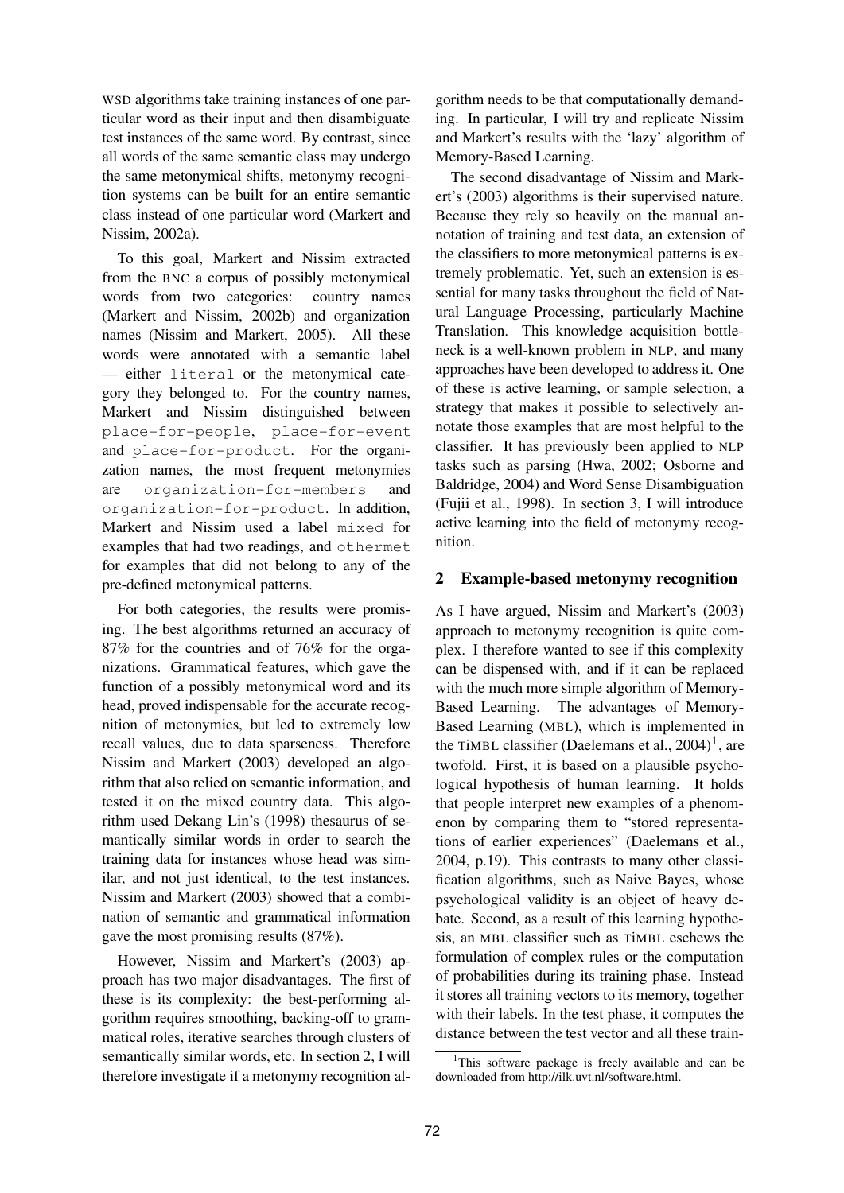WSD algorithms take training instances of one particular word as their input and then disambiguate test instances of the same word. By contrast, since all words of the same semantic class may undergo the same metonymical shifts, metonymy recognition systems can be built for an entire semantic class instead of one particular word (Markert and Nissim, 2002a).

To this goal, Markert and Nissim extracted from the BNC a corpus of possibly metonymical words from two categories: country names (Markert and Nissim, 2002b) and organization names (Nissim and Markert, 2005). All these words were annotated with a semantic label — either `literal` or the metonymical category they belonged to. For the country names, Markert and Nissim distinguished between `place-for-people`, `place-for-event` and `place-for-product`. For the organization names, the most frequent metonymies are `organization-for-members` and `organization-for-product`. In addition, Markert and Nissim used a label `mixed` for examples that had two readings, and `othermet` for examples that did not belong to any of the pre-defined metonymical patterns.

For both categories, the results were promising. The best algorithms returned an accuracy of 87% for the countries and of 76% for the organizations. Grammatical features, which gave the function of a possibly metonymical word and its head, proved indispensable for the accurate recognition of metonymies, but led to extremely low recall values, due to data sparseness. Therefore Nissim and Markert (2003) developed an algorithm that also relied on semantic information, and tested it on the mixed country data. This algorithm used Dekang Lin's (1998) thesaurus of semantically similar words in order to search the training data for instances whose head was similar, and not just identical, to the test instances. Nissim and Markert (2003) showed that a combination of semantic and grammatical information gave the most promising results (87%).

However, Nissim and Markert's (2003) approach has two major disadvantages. The first of these is its complexity: the best-performing algorithm requires smoothing, backing-off to grammatical roles, iterative searches through clusters of semantically similar words, etc. In section 2, I will therefore investigate if a metonymy recognition algorithm needs to be that computationally demanding. In particular, I will try and replicate Nissim and Markert's results with the 'lazy' algorithm of Memory-Based Learning.

The second disadvantage of Nissim and Markert's (2003) algorithms is their supervised nature. Because they rely so heavily on the manual annotation of training and test data, an extension of the classifiers to more metonymical patterns is extremely problematic. Yet, such an extension is essential for many tasks throughout the field of Natural Language Processing, particularly Machine Translation. This knowledge acquisition bottleneck is a well-known problem in NLP, and many approaches have been developed to address it. One of these is active learning, or sample selection, a strategy that makes it possible to selectively annotate those examples that are most helpful to the classifier. It has previously been applied to NLP tasks such as parsing (Hwa, 2002; Osborne and Baldridge, 2004) and Word Sense Disambiguation (Fujii et al., 1998). In section 3, I will introduce active learning into the field of metonymy recognition.

## 2 Example-based metonymy recognition

As I have argued, Nissim and Markert's (2003) approach to metonymy recognition is quite complex. I therefore wanted to see if this complexity can be dispensed with, and if it can be replaced with the much more simple algorithm of Memory-Based Learning. The advantages of Memory-Based Learning (MBL), which is implemented in the TiMBL classifier (Daelemans et al., 2004)[1], are twofold. First, it is based on a plausible psychological hypothesis of human learning. It holds that people interpret new examples of a phenomenon by comparing them to "stored representations of earlier experiences" (Daelemans et al., 2004, p.19). This contrasts to many other classification algorithms, such as Naive Bayes, whose psychological validity is an object of heavy debate. Second, as a result of this learning hypothesis, an MBL classifier such as TiMBL eschews the formulation of complex rules or the computation of probabilities during its training phase. Instead it stores all training vectors to its memory, together with their labels. In the test phase, it computes the distance between the test vector and all these train-

[1] This software package is freely available and can be downloaded from http://ilk.uvt.nl/software.html.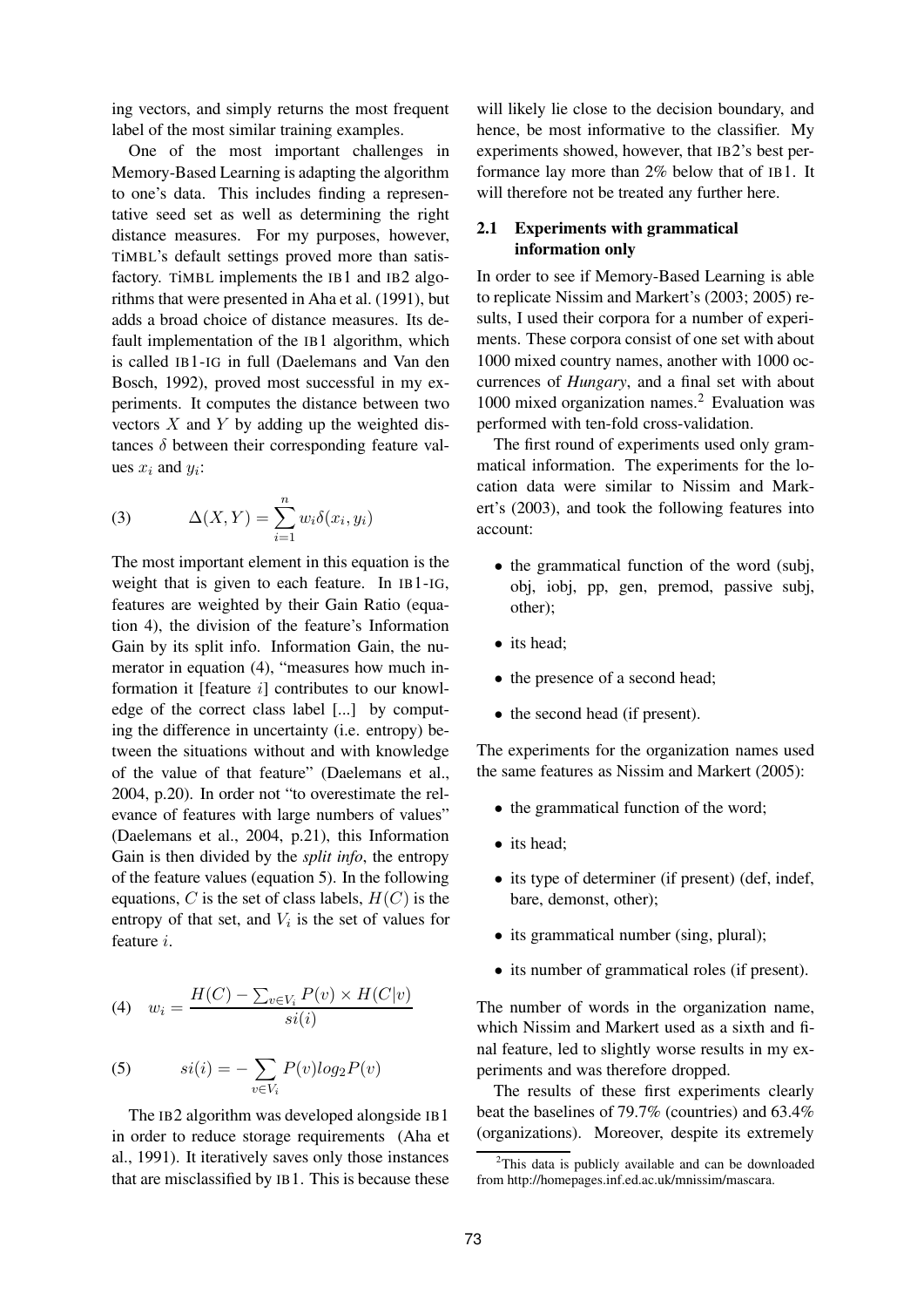ing vectors, and simply returns the most frequent label of the most similar training examples.

One of the most important challenges in Memory-Based Learning is adapting the algorithm to one's data. This includes finding a representative seed set as well as determining the right distance measures. For my purposes, however, TiMBL's default settings proved more than satisfactory. TiMBL implements the IB1 and IB2 algorithms that were presented in Aha et al. (1991), but adds a broad choice of distance measures. Its default implementation of the IB1 algorithm, which is called IB1-IG in full (Daelemans and Van den Bosch, 1992), proved most successful in my experiments. It computes the distance between two vectors $X$ and $Y$ by adding up the weighted distances $\delta$ between their corresponding feature values $x_i$ and $y_i$:

$$\Delta(X,Y) = \sum_{i=1}^{n} w_i \delta(x_i, y_i) \tag{3}$$

The most important element in this equation is the weight that is given to each feature. In IB1-IG, features are weighted by their Gain Ratio (equation 4), the division of the feature's Information Gain by its split info. Information Gain, the numerator in equation (4), "measures how much information it [feature $i$] contributes to our knowledge of the correct class label [...] by computing the difference in uncertainty (i.e. entropy) between the situations without and with knowledge of the value of that feature" (Daelemans et al., 2004, p.20). In order not "to overestimate the relevance of features with large numbers of values" (Daelemans et al., 2004, p.21), this Information Gain is then divided by the *split info*, the entropy of the feature values (equation 5). In the following equations, $C$ is the set of class labels, $H(C)$ is the entropy of that set, and $V_i$ is the set of values for feature $i$.

$$w_i = \frac{H(C) - \sum_{v \in V_i} P(v) \times H(C|v)}{si(i)} \tag{4}$$

$$si(i) = -\sum_{v \in V_i} P(v) log_2 P(v) \tag{5}$$

The IB2 algorithm was developed alongside IB1 in order to reduce storage requirements (Aha et al., 1991). It iteratively saves only those instances that are misclassified by IB1. This is because these will likely lie close to the decision boundary, and hence, be most informative to the classifier. My experiments showed, however, that IB2's best performance lay more than 2% below that of IB1. It will therefore not be treated any further here.

### 2.1 Experiments with grammatical information only

In order to see if Memory-Based Learning is able to replicate Nissim and Markert's (2003; 2005) results, I used their corpora for a number of experiments. These corpora consist of one set with about 1000 mixed country names, another with 1000 occurrences of *Hungary*, and a final set with about 1000 mixed organization names.[2] Evaluation was performed with ten-fold cross-validation.

The first round of experiments used only grammatical information. The experiments for the location data were similar to Nissim and Markert's (2003), and took the following features into account:

- the grammatical function of the word (subj, obj, iobj, pp, gen, premod, passive subj, other);
- its head;
- the presence of a second head;
- the second head (if present).

The experiments for the organization names used the same features as Nissim and Markert (2005):

- the grammatical function of the word;
- its head;
- its type of determiner (if present) (def, indef, bare, demonst, other);
- its grammatical number (sing, plural);
- its number of grammatical roles (if present).

The number of words in the organization name, which Nissim and Markert used as a sixth and final feature, led to slightly worse results in my experiments and was therefore dropped.

The results of these first experiments clearly beat the baselines of 79.7% (countries) and 63.4% (organizations). Moreover, despite its extremely

[2] This data is publicly available and can be downloaded from http://homepages.inf.ed.ac.uk/mnissim/mascara.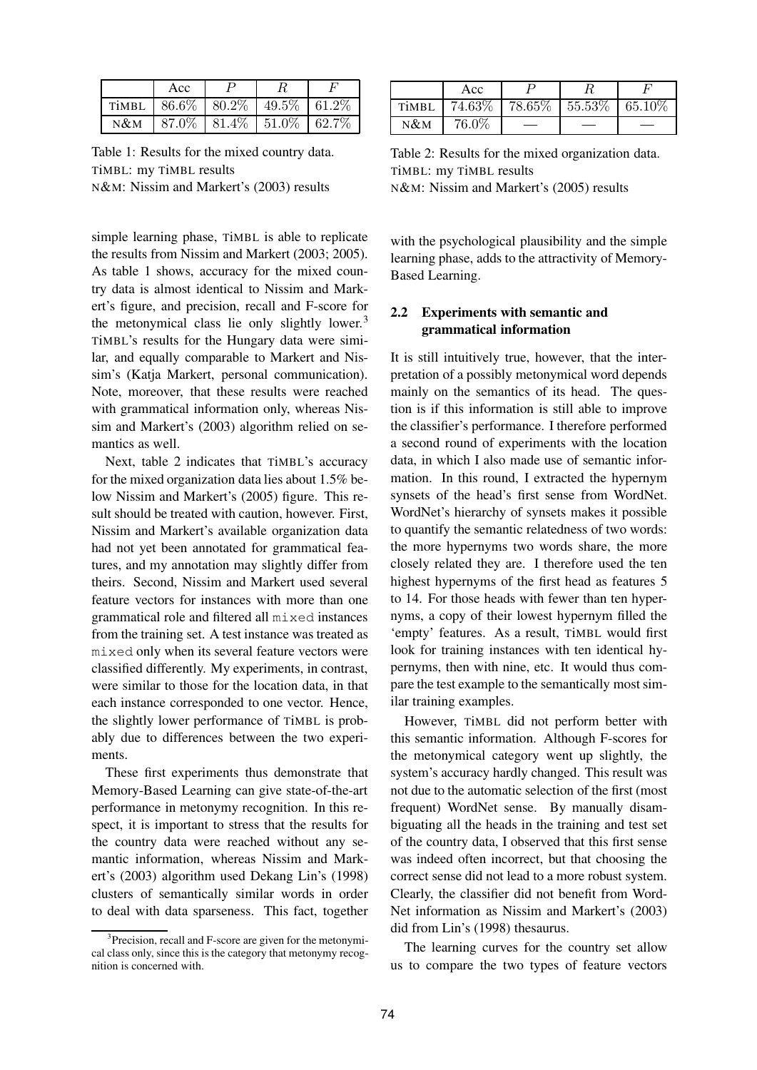|  | Acc | $P$ | $R$ | $F$ |
|---|---|---|---|---|
| TiMBL | 86.6% | 80.2% | 49.5% | 61.2% |
| N&M | 87.0% | 81.4% | 51.0% | 62.7% |

Table 1: Results for the mixed country data.
TiMBL: my TiMBL results
N&M: Nissim and Markert's (2003) results

|  | Acc | $P$ | $R$ | $F$ |
|---|---|---|---|---|
| TiMBL | 74.63% | 78.65% | 55.53% | 65.10% |
| N&M | 76.0% | — | — | — |

Table 2: Results for the mixed organization data.
TiMBL: my TiMBL results
N&M: Nissim and Markert's (2005) results

simple learning phase, TiMBL is able to replicate the results from Nissim and Markert (2003; 2005). As table 1 shows, accuracy for the mixed country data is almost identical to Nissim and Markert's figure, and precision, recall and F-score for the metonymical class lie only slightly lower.[3] TiMBL's results for the Hungary data were similar, and equally comparable to Markert and Nissim's (Katja Markert, personal communication). Note, moreover, that these results were reached with grammatical information only, whereas Nissim and Markert's (2003) algorithm relied on semantics as well.

Next, table 2 indicates that TiMBL's accuracy for the mixed organization data lies about 1.5% below Nissim and Markert's (2005) figure. This result should be treated with caution, however. First, Nissim and Markert's available organization data had not yet been annotated for grammatical features, and my annotation may slightly differ from theirs. Second, Nissim and Markert used several feature vectors for instances with more than one grammatical role and filtered all `mixed` instances from the training set. A test instance was treated as `mixed` only when its several feature vectors were classified differently. My experiments, in contrast, were similar to those for the location data, in that each instance corresponded to one vector. Hence, the slightly lower performance of TiMBL is probably due to differences between the two experiments.

These first experiments thus demonstrate that Memory-Based Learning can give state-of-the-art performance in metonymy recognition. In this respect, it is important to stress that the results for the country data were reached without any semantic information, whereas Nissim and Markert's (2003) algorithm used Dekang Lin's (1998) clusters of semantically similar words in order to deal with data sparseness. This fact, together with the psychological plausibility and the simple learning phase, adds to the attractivity of Memory-Based Learning.

[3] Precision, recall and F-score are given for the metonymical class only, since this is the category that metonymy recognition is concerned with.

### 2.2 Experiments with semantic and grammatical information

It is still intuitively true, however, that the interpretation of a possibly metonymical word depends mainly on the semantics of its head. The question is if this information is still able to improve the classifier's performance. I therefore performed a second round of experiments with the location data, in which I also made use of semantic information. In this round, I extracted the hypernym synsets of the head's first sense from WordNet. WordNet's hierarchy of synsets makes it possible to quantify the semantic relatedness of two words: the more hypernyms two words share, the more closely related they are. I therefore used the ten highest hypernyms of the first head as features 5 to 14. For those heads with fewer than ten hypernyms, a copy of their lowest hypernym filled the 'empty' features. As a result, TiMBL would first look for training instances with ten identical hypernyms, then with nine, etc. It would thus compare the test example to the semantically most similar training examples.

However, TiMBL did not perform better with this semantic information. Although F-scores for the metonymical category went up slightly, the system's accuracy hardly changed. This result was not due to the automatic selection of the first (most frequent) WordNet sense. By manually disambiguating all the heads in the training and test set of the country data, I observed that this first sense was indeed often incorrect, but that choosing the correct sense did not lead to a more robust system. Clearly, the classifier did not benefit from WordNet information as Nissim and Markert's (2003) did from Lin's (1998) thesaurus.

The learning curves for the country set allow us to compare the two types of feature vectors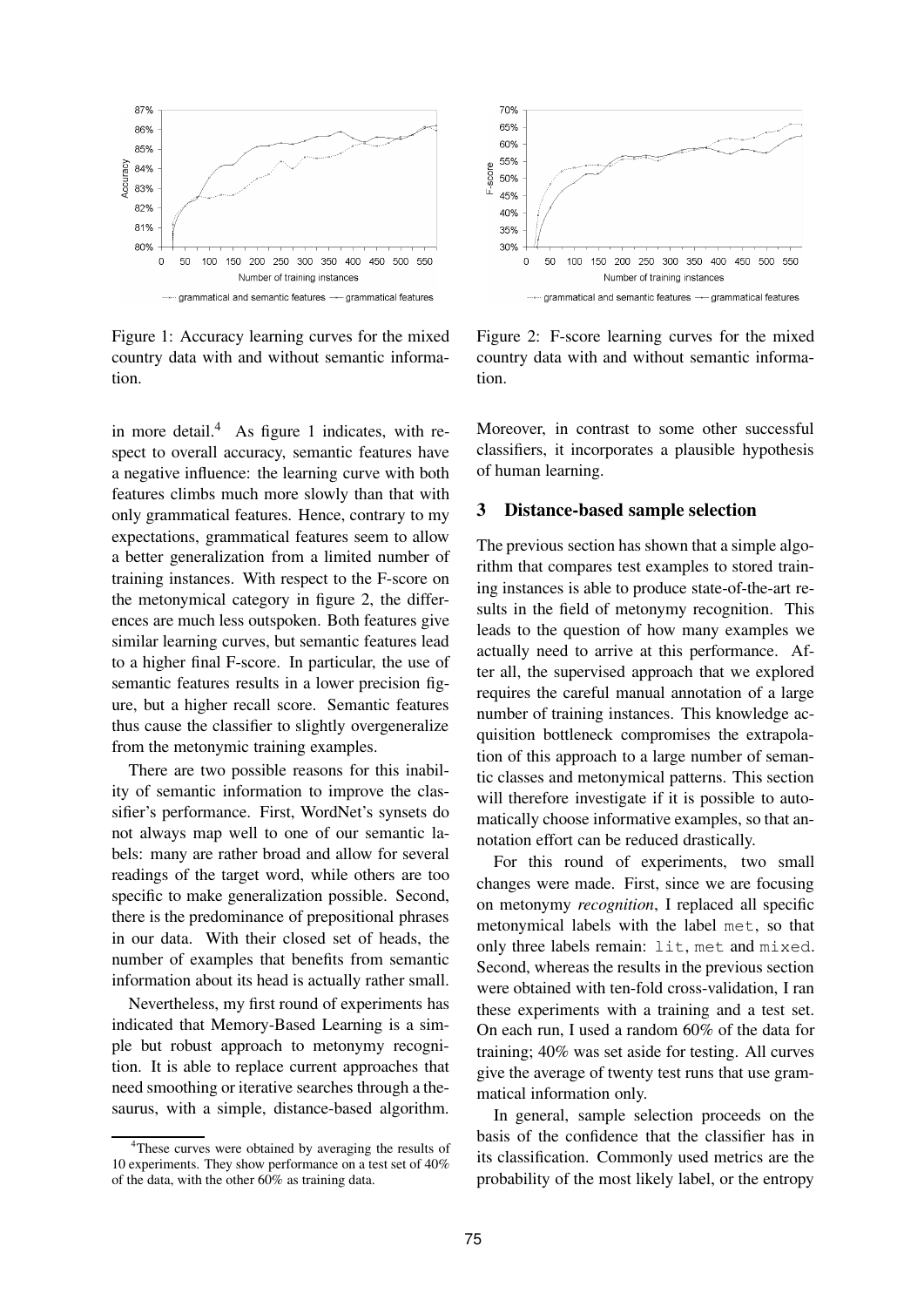Figure 1: Accuracy learning curves for the mixed country data with and without semantic information.

Figure 2: F-score learning curves for the mixed country data with and without semantic information.

in more detail.[4] As figure 1 indicates, with respect to overall accuracy, semantic features have a negative influence: the learning curve with both features climbs much more slowly than that with only grammatical features. Hence, contrary to my expectations, grammatical features seem to allow a better generalization from a limited number of training instances. With respect to the F-score on the metonymical category in figure 2, the differences are much less outspoken. Both features give similar learning curves, but semantic features lead to a higher final F-score. In particular, the use of semantic features results in a lower precision figure, but a higher recall score. Semantic features thus cause the classifier to slightly overgeneralize from the metonymic training examples.

There are two possible reasons for this inability of semantic information to improve the classifier's performance. First, WordNet's synsets do not always map well to one of our semantic labels: many are rather broad and allow for several readings of the target word, while others are too specific to make generalization possible. Second, there is the predominance of prepositional phrases in our data. With their closed set of heads, the number of examples that benefits from semantic information about its head is actually rather small.

Nevertheless, my first round of experiments has indicated that Memory-Based Learning is a simple but robust approach to metonymy recognition. It is able to replace current approaches that need smoothing or iterative searches through a thesaurus, with a simple, distance-based algorithm. Moreover, in contrast to some other successful classifiers, it incorporates a plausible hypothesis of human learning.

[4] These curves were obtained by averaging the results of 10 experiments. They show performance on a test set of 40% of the data, with the other 60% as training data.

## 3 Distance-based sample selection

The previous section has shown that a simple algorithm that compares test examples to stored training instances is able to produce state-of-the-art results in the field of metonymy recognition. This leads to the question of how many examples we actually need to arrive at this performance. After all, the supervised approach that we explored requires the careful manual annotation of a large number of training instances. This knowledge acquisition bottleneck compromises the extrapolation of this approach to a large number of semantic classes and metonymical patterns. This section will therefore investigate if it is possible to automatically choose informative examples, so that annotation effort can be reduced drastically.

For this round of experiments, two small changes were made. First, since we are focusing on metonymy *recognition*, I replaced all specific metonymical labels with the label `met`, so that only three labels remain: `lit`, `met` and `mixed`. Second, whereas the results in the previous section were obtained with ten-fold cross-validation, I ran these experiments with a training and a test set. On each run, I used a random 60% of the data for training; 40% was set aside for testing. All curves give the average of twenty test runs that use grammatical information only.

In general, sample selection proceeds on the basis of the confidence that the classifier has in its classification. Commonly used metrics are the probability of the most likely label, or the entropy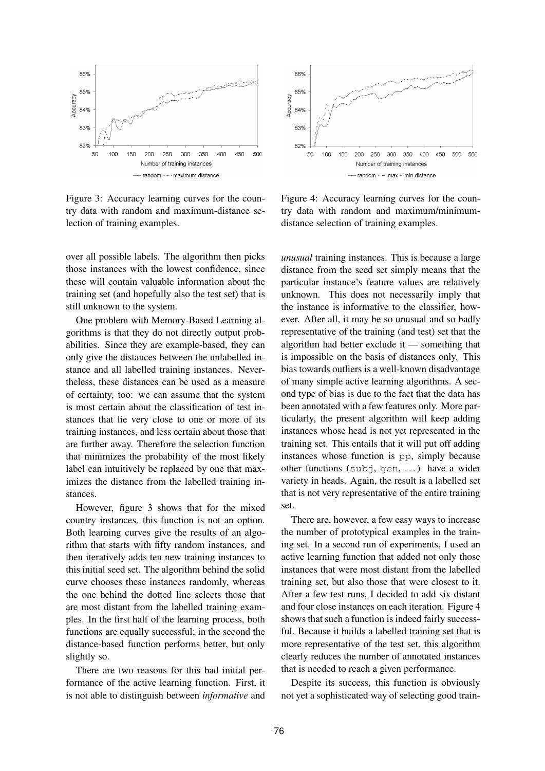Figure 3: Accuracy learning curves for the country data with random and maximum-distance selection of training examples.

Figure 4: Accuracy learning curves for the country data with random and maximum/minimum-distance selection of training examples.

over all possible labels. The algorithm then picks those instances with the lowest confidence, since these will contain valuable information about the training set (and hopefully also the test set) that is still unknown to the system.

One problem with Memory-Based Learning algorithms is that they do not directly output probabilities. Since they are example-based, they can only give the distances between the unlabelled instance and all labelled training instances. Nevertheless, these distances can be used as a measure of certainty, too: we can assume that the system is most certain about the classification of test instances that lie very close to one or more of its training instances, and less certain about those that are further away. Therefore the selection function that minimizes the probability of the most likely label can intuitively be replaced by one that maximizes the distance from the labelled training instances.

However, figure 3 shows that for the mixed country instances, this function is not an option. Both learning curves give the results of an algorithm that starts with fifty random instances, and then iteratively adds ten new training instances to this initial seed set. The algorithm behind the solid curve chooses these instances randomly, whereas the one behind the dotted line selects those that are most distant from the labelled training examples. In the first half of the learning process, both functions are equally successful; in the second the distance-based function performs better, but only slightly so.

There are two reasons for this bad initial performance of the active learning function. First, it is not able to distinguish between *informative* and *unusual* training instances. This is because a large distance from the seed set simply means that the particular instance's feature values are relatively unknown. This does not necessarily imply that the instance is informative to the classifier, however. After all, it may be so unusual and so badly representative of the training (and test) set that the algorithm had better exclude it — something that is impossible on the basis of distances only. This bias towards outliers is a well-known disadvantage of many simple active learning algorithms. A second type of bias is due to the fact that the data has been annotated with a few features only. More particularly, the present algorithm will keep adding instances whose head is not yet represented in the training set. This entails that it will put off adding instances whose function is `pp`, simply because other functions (`subj`, `gen`, ...) have a wider variety in heads. Again, the result is a labelled set that is not very representative of the entire training set.

There are, however, a few easy ways to increase the number of prototypical examples in the training set. In a second run of experiments, I used an active learning function that added not only those instances that were most distant from the labelled training set, but also those that were closest to it. After a few test runs, I decided to add six distant and four close instances on each iteration. Figure 4 shows that such a function is indeed fairly successful. Because it builds a labelled training set that is more representative of the test set, this algorithm clearly reduces the number of annotated instances that is needed to reach a given performance.

Despite its success, this function is obviously not yet a sophisticated way of selecting good train-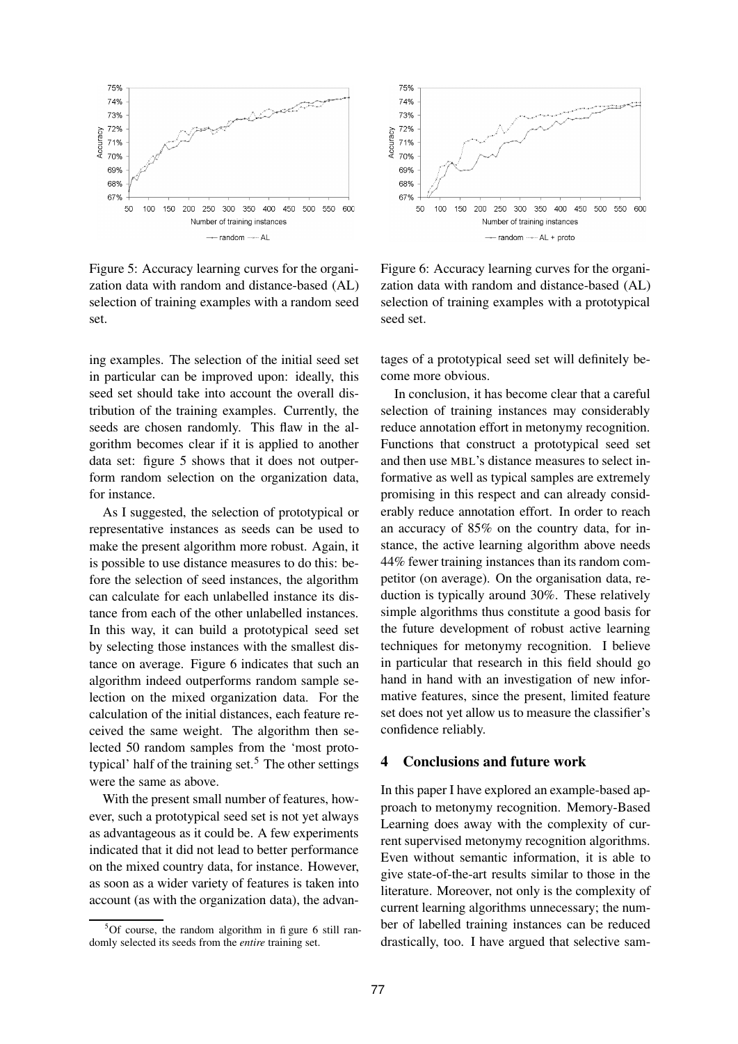Figure 5: Accuracy learning curves for the organization data with random and distance-based (AL) selection of training examples with a random seed set.

Figure 6: Accuracy learning curves for the organization data with random and distance-based (AL) selection of training examples with a prototypical seed set.

ing examples. The selection of the initial seed set in particular can be improved upon: ideally, this seed set should take into account the overall distribution of the training examples. Currently, the seeds are chosen randomly. This flaw in the algorithm becomes clear if it is applied to another data set: figure 5 shows that it does not outperform random selection on the organization data, for instance.

As I suggested, the selection of prototypical or representative instances as seeds can be used to make the present algorithm more robust. Again, it is possible to use distance measures to do this: before the selection of seed instances, the algorithm can calculate for each unlabelled instance its distance from each of the other unlabelled instances. In this way, it can build a prototypical seed set by selecting those instances with the smallest distance on average. Figure 6 indicates that such an algorithm indeed outperforms random sample selection on the mixed organization data. For the calculation of the initial distances, each feature received the same weight. The algorithm then selected 50 random samples from the 'most prototypical' half of the training set.[5] The other settings were the same as above.

With the present small number of features, however, such a prototypical seed set is not yet always as advantageous as it could be. A few experiments indicated that it did not lead to better performance on the mixed country data, for instance. However, as soon as a wider variety of features is taken into account (as with the organization data), the advantages of a prototypical seed set will definitely become more obvious.

In conclusion, it has become clear that a careful selection of training instances may considerably reduce annotation effort in metonymy recognition. Functions that construct a prototypical seed set and then use MBL's distance measures to select informative as well as typical samples are extremely promising in this respect and can already considerably reduce annotation effort. In order to reach an accuracy of 85% on the country data, for instance, the active learning algorithm above needs 44% fewer training instances than its random competitor (on average). On the organisation data, reduction is typically around 30%. These relatively simple algorithms thus constitute a good basis for the future development of robust active learning techniques for metonymy recognition. I believe in particular that research in this field should go hand in hand with an investigation of new informative features, since the present, limited feature set does not yet allow us to measure the classifier's confidence reliably.

## 4 Conclusions and future work

In this paper I have explored an example-based approach to metonymy recognition. Memory-Based Learning does away with the complexity of current supervised metonymy recognition algorithms. Even without semantic information, it is able to give state-of-the-art results similar to those in the literature. Moreover, not only is the complexity of current learning algorithms unnecessary; the number of labelled training instances can be reduced drastically, too. I have argued that selective sam-

[5] Of course, the random algorithm in figure 6 still randomly selected its seeds from the *entire* training set.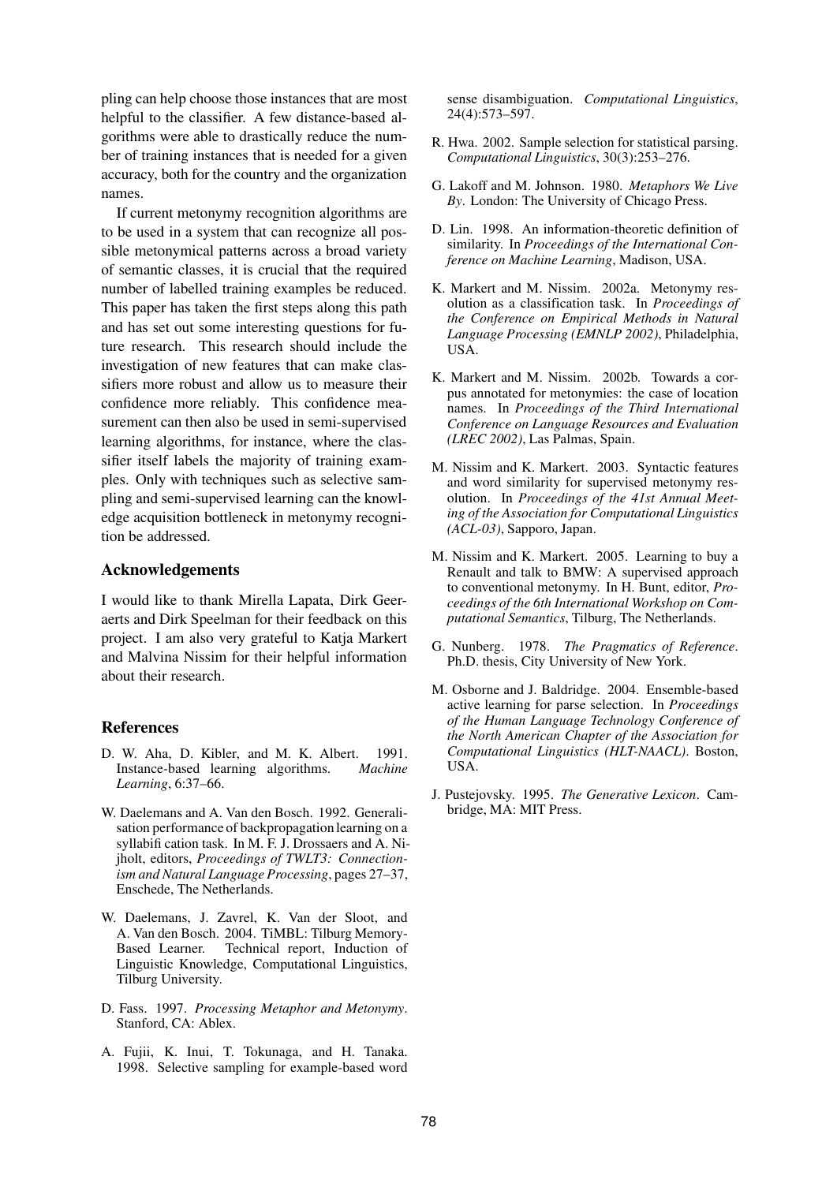pling can help choose those instances that are most helpful to the classifier. A few distance-based algorithms were able to drastically reduce the number of training instances that is needed for a given accuracy, both for the country and the organization names.

If current metonymy recognition algorithms are to be used in a system that can recognize all possible metonymical patterns across a broad variety of semantic classes, it is crucial that the required number of labelled training examples be reduced. This paper has taken the first steps along this path and has set out some interesting questions for future research. This research should include the investigation of new features that can make classifiers more robust and allow us to measure their confidence more reliably. This confidence measurement can then also be used in semi-supervised learning algorithms, for instance, where the classifier itself labels the majority of training examples. Only with techniques such as selective sampling and semi-supervised learning can the knowledge acquisition bottleneck in metonymy recognition be addressed.

## Acknowledgements

I would like to thank Mirella Lapata, Dirk Geeraerts and Dirk Speelman for their feedback on this project. I am also very grateful to Katja Markert and Malvina Nissim for their helpful information about their research.

## References

D. W. Aha, D. Kibler, and M. K. Albert. 1991. Instance-based learning algorithms. *Machine Learning*, 6:37–66.

W. Daelemans and A. Van den Bosch. 1992. Generalisation performance of backpropagation learning on a syllabifi cation task. In M. F. J. Drossaers and A. Nijholt, editors, *Proceedings of TWLT3: Connectionism and Natural Language Processing*, pages 27–37, Enschede, The Netherlands.

W. Daelemans, J. Zavrel, K. Van der Sloot, and A. Van den Bosch. 2004. TiMBL: Tilburg Memory-Based Learner. Technical report, Induction of Linguistic Knowledge, Computational Linguistics, Tilburg University.

D. Fass. 1997. *Processing Metaphor and Metonymy*. Stanford, CA: Ablex.

A. Fujii, K. Inui, T. Tokunaga, and H. Tanaka. 1998. Selective sampling for example-based word sense disambiguation. *Computational Linguistics*, 24(4):573–597.

R. Hwa. 2002. Sample selection for statistical parsing. *Computational Linguistics*, 30(3):253–276.

G. Lakoff and M. Johnson. 1980. *Metaphors We Live By*. London: The University of Chicago Press.

D. Lin. 1998. An information-theoretic definition of similarity. In *Proceedings of the International Conference on Machine Learning*, Madison, USA.

K. Markert and M. Nissim. 2002a. Metonymy resolution as a classification task. In *Proceedings of the Conference on Empirical Methods in Natural Language Processing (EMNLP 2002)*, Philadelphia, USA.

K. Markert and M. Nissim. 2002b. Towards a corpus annotated for metonymies: the case of location names. In *Proceedings of the Third International Conference on Language Resources and Evaluation (LREC 2002)*, Las Palmas, Spain.

M. Nissim and K. Markert. 2003. Syntactic features and word similarity for supervised metonymy resolution. In *Proceedings of the 41st Annual Meeting of the Association for Computational Linguistics (ACL-03)*, Sapporo, Japan.

M. Nissim and K. Markert. 2005. Learning to buy a Renault and talk to BMW: A supervised approach to conventional metonymy. In H. Bunt, editor, *Proceedings of the 6th International Workshop on Computational Semantics*, Tilburg, The Netherlands.

G. Nunberg. 1978. *The Pragmatics of Reference*. Ph.D. thesis, City University of New York.

M. Osborne and J. Baldridge. 2004. Ensemble-based active learning for parse selection. In *Proceedings of the Human Language Technology Conference of the North American Chapter of the Association for Computational Linguistics (HLT-NAACL)*. Boston, USA.

J. Pustejovsky. 1995. *The Generative Lexicon*. Cambridge, MA: MIT Press.